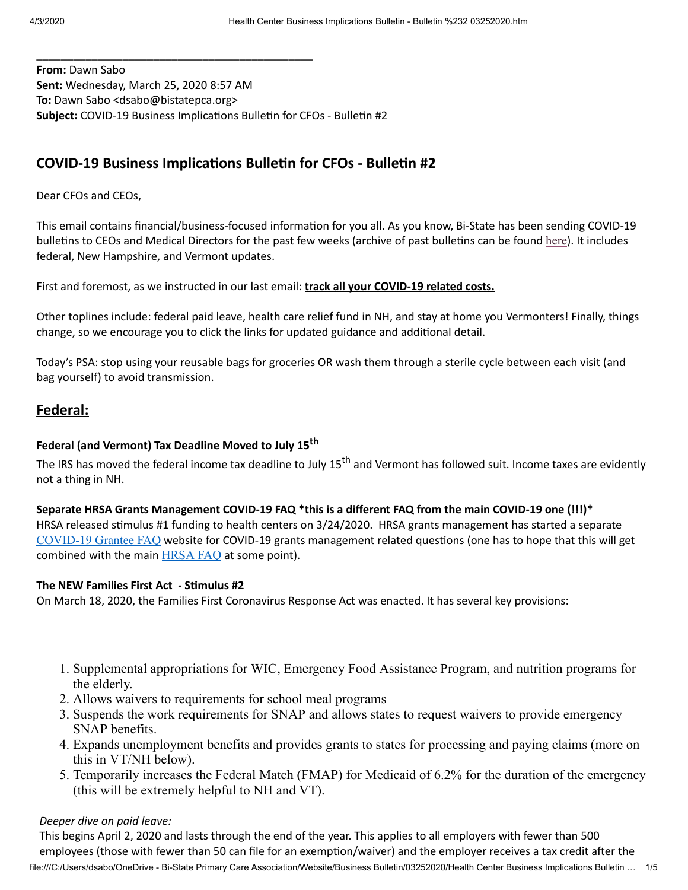**From:** Dawn Sabo
**Sent:** Wednesday, March 25, 2020 8:57 AM
**To:** Dawn Sabo <dsabo@bistatepca.org>
**Subject:** COVID-19 Business Implications Bulletin for CFOs - Bulletin #2

## COVID-19 Business Implications Bulletin for CFOs - Bulletin #2

Dear CFOs and CEOs,

This email contains financial/business-focused information for you all. As you know, Bi-State has been sending COVID-19 bulletins to CEOs and Medical Directors for the past few weeks (archive of past bulletins can be found here). It includes federal, New Hampshire, and Vermont updates.

First and foremost, as we instructed in our last email: **track all your COVID-19 related costs.**

Other toplines include: federal paid leave, health care relief fund in NH, and stay at home you Vermonters! Finally, things change, so we encourage you to click the links for updated guidance and additional detail.

Today's PSA: stop using your reusable bags for groceries OR wash them through a sterile cycle between each visit (and bag yourself) to avoid transmission.

## Federal:

#### Federal (and Vermont) Tax Deadline Moved to July 15th

The IRS has moved the federal income tax deadline to July 15th and Vermont has followed suit. Income taxes are evidently not a thing in NH.

#### Separate HRSA Grants Management COVID-19 FAQ *this is a different FAQ from the main COVID-19 one (!!!)*

HRSA released stimulus #1 funding to health centers on 3/24/2020. HRSA grants management has started a separate COVID-19 Grantee FAQ website for COVID-19 grants management related questions (one has to hope that this will get combined with the main HRSA FAQ at some point).

#### The NEW Families First Act - Stimulus #2

On March 18, 2020, the Families First Coronavirus Response Act was enacted. It has several key provisions:

1. Supplemental appropriations for WIC, Emergency Food Assistance Program, and nutrition programs for the elderly.
2. Allows waivers to requirements for school meal programs
3. Suspends the work requirements for SNAP and allows states to request waivers to provide emergency SNAP benefits.
4. Expands unemployment benefits and provides grants to states for processing and paying claims (more on this in VT/NH below).
5. Temporarily increases the Federal Match (FMAP) for Medicaid of 6.2% for the duration of the emergency (this will be extremely helpful to NH and VT).

*Deeper dive on paid leave:*

This begins April 2, 2020 and lasts through the end of the year. This applies to all employers with fewer than 500 employees (those with fewer than 50 can file for an exemption/waiver) and the employer receives a tax credit after the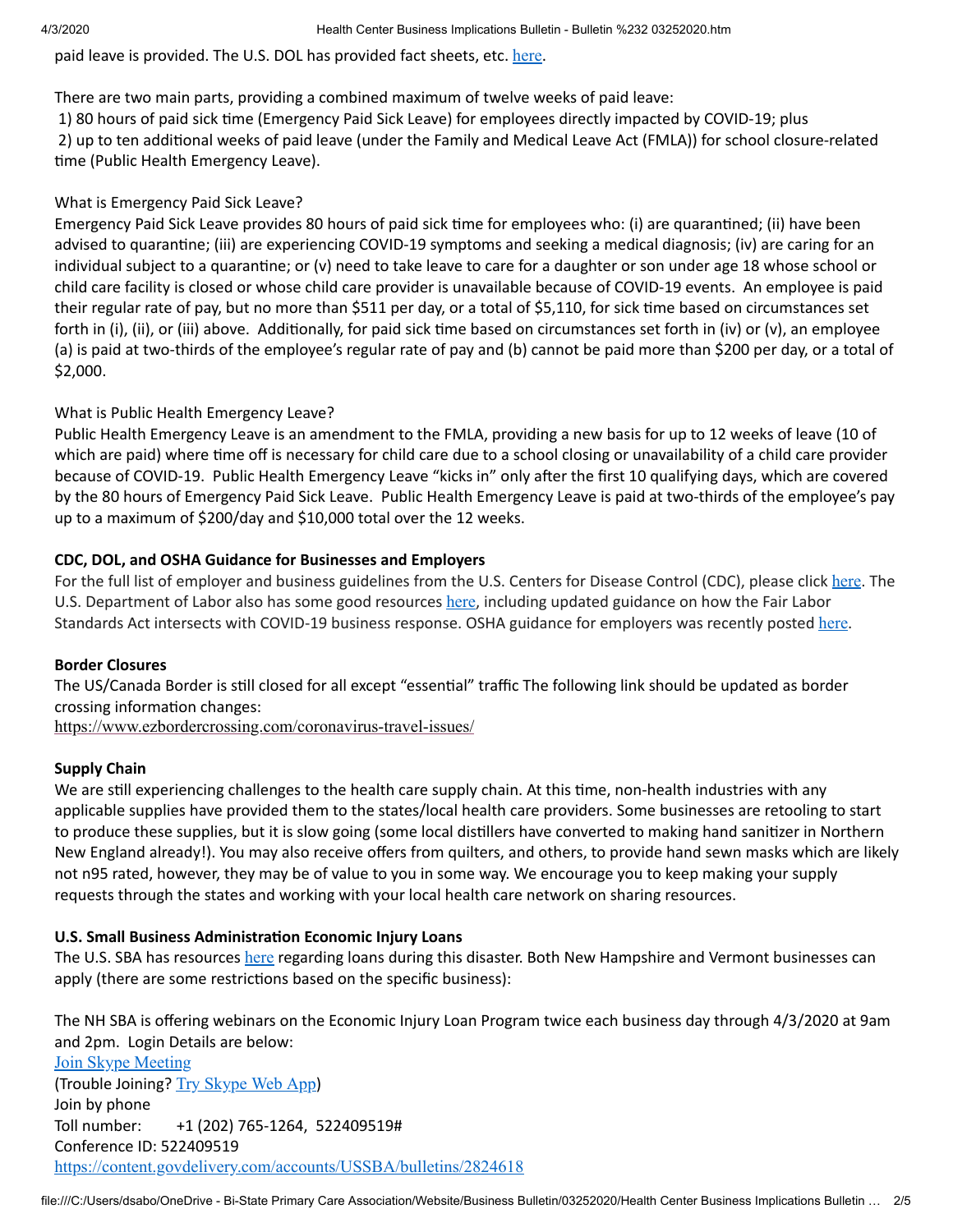paid leave is provided. The U.S. DOL has provided fact sheets, etc. here.

There are two main parts, providing a combined maximum of twelve weeks of paid leave:
1) 80 hours of paid sick time (Emergency Paid Sick Leave) for employees directly impacted by COVID-19; plus
2) up to ten additional weeks of paid leave (under the Family and Medical Leave Act (FMLA)) for school closure-related time (Public Health Emergency Leave).

What is Emergency Paid Sick Leave?
Emergency Paid Sick Leave provides 80 hours of paid sick time for employees who: (i) are quarantined; (ii) have been advised to quarantine; (iii) are experiencing COVID-19 symptoms and seeking a medical diagnosis; (iv) are caring for an individual subject to a quarantine; or (v) need to take leave to care for a daughter or son under age 18 whose school or child care facility is closed or whose child care provider is unavailable because of COVID-19 events. An employee is paid their regular rate of pay, but no more than $511 per day, or a total of $5,110, for sick time based on circumstances set forth in (i), (ii), or (iii) above. Additionally, for paid sick time based on circumstances set forth in (iv) or (v), an employee (a) is paid at two-thirds of the employee's regular rate of pay and (b) cannot be paid more than $200 per day, or a total of $2,000.

What is Public Health Emergency Leave?
Public Health Emergency Leave is an amendment to the FMLA, providing a new basis for up to 12 weeks of leave (10 of which are paid) where time off is necessary for child care due to a school closing or unavailability of a child care provider because of COVID-19. Public Health Emergency Leave "kicks in" only after the first 10 qualifying days, which are covered by the 80 hours of Emergency Paid Sick Leave. Public Health Emergency Leave is paid at two-thirds of the employee's pay up to a maximum of $200/day and $10,000 total over the 12 weeks.

**CDC, DOL, and OSHA Guidance for Businesses and Employers**
For the full list of employer and business guidelines from the U.S. Centers for Disease Control (CDC), please click here. The U.S. Department of Labor also has some good resources here, including updated guidance on how the Fair Labor Standards Act intersects with COVID-19 business response. OSHA guidance for employers was recently posted here.

**Border Closures**
The US/Canada Border is still closed for all except "essential" traffic The following link should be updated as border crossing information changes:
https://www.ezbordercrossing.com/coronavirus-travel-issues/

**Supply Chain**
We are still experiencing challenges to the health care supply chain. At this time, non-health industries with any applicable supplies have provided them to the states/local health care providers. Some businesses are retooling to start to produce these supplies, but it is slow going (some local distillers have converted to making hand sanitizer in Northern New England already!). You may also receive offers from quilters, and others, to provide hand sewn masks which are likely not n95 rated, however, they may be of value to you in some way. We encourage you to keep making your supply requests through the states and working with your local health care network on sharing resources.

**U.S. Small Business Administration Economic Injury Loans**
The U.S. SBA has resources here regarding loans during this disaster. Both New Hampshire and Vermont businesses can apply (there are some restrictions based on the specific business):

The NH SBA is offering webinars on the Economic Injury Loan Program twice each business day through 4/3/2020 at 9am and 2pm. Login Details are below:
Join Skype Meeting
(Trouble Joining? Try Skype Web App)
Join by phone
Toll number: +1 (202) 765-1264, 522409519#
Conference ID: 522409519
https://content.govdelivery.com/accounts/USSBA/bulletins/2824618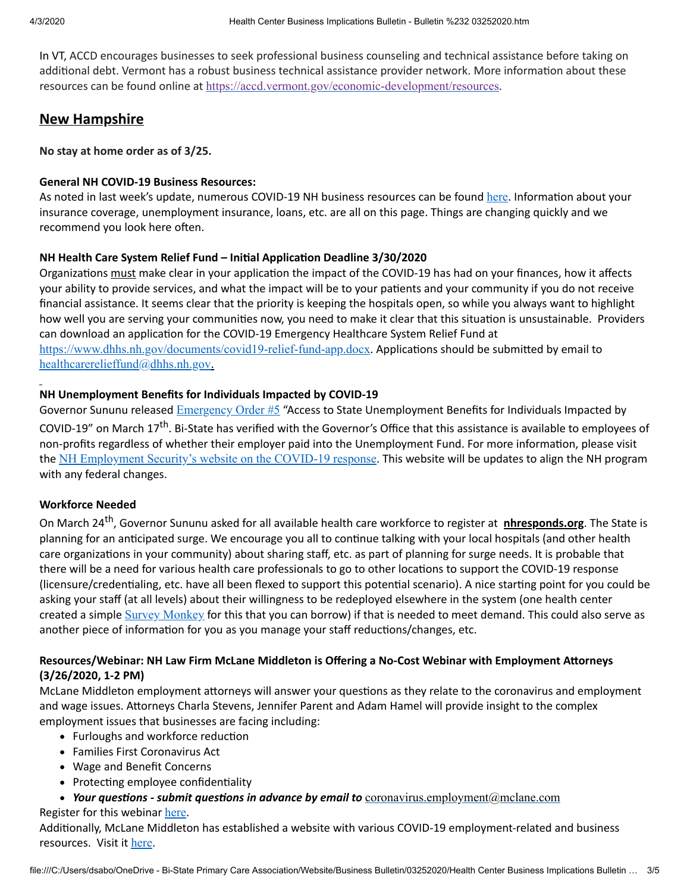In VT, ACCD encourages businesses to seek professional business counseling and technical assistance before taking on additional debt. Vermont has a robust business technical assistance provider network. More information about these resources can be found online at https://accd.vermont.gov/economic-development/resources.

## New Hampshire

**No stay at home order as of 3/25.**

**General NH COVID-19 Business Resources:**
As noted in last week's update, numerous COVID-19 NH business resources can be found here. Information about your insurance coverage, unemployment insurance, loans, etc. are all on this page. Things are changing quickly and we recommend you look here often.

**NH Health Care System Relief Fund – Initial Application Deadline 3/30/2020**
Organizations must make clear in your application the impact of the COVID-19 has had on your finances, how it affects your ability to provide services, and what the impact will be to your patients and your community if you do not receive financial assistance. It seems clear that the priority is keeping the hospitals open, so while you always want to highlight how well you are serving your communities now, you need to make it clear that this situation is unsustainable. Providers can download an application for the COVID-19 Emergency Healthcare System Relief Fund at https://www.dhhs.nh.gov/documents/covid19-relief-fund-app.docx. Applications should be submitted by email to healthcarerelieffund@dhhs.nh.gov.

**NH Unemployment Benefits for Individuals Impacted by COVID-19**
Governor Sununu released Emergency Order #5 "Access to State Unemployment Benefits for Individuals Impacted by COVID-19" on March 17th. Bi-State has verified with the Governor's Office that this assistance is available to employees of non-profits regardless of whether their employer paid into the Unemployment Fund. For more information, please visit the NH Employment Security's website on the COVID-19 response. This website will be updates to align the NH program with any federal changes.

**Workforce Needed**
On March 24th, Governor Sununu asked for all available health care workforce to register at **nhresponds.org**. The State is planning for an anticipated surge. We encourage you all to continue talking with your local hospitals (and other health care organizations in your community) about sharing staff, etc. as part of planning for surge needs. It is probable that there will be a need for various health care professionals to go to other locations to support the COVID-19 response (licensure/credentialing, etc. have all been flexed to support this potential scenario). A nice starting point for you could be asking your staff (at all levels) about their willingness to be redeployed elsewhere in the system (one health center created a simple Survey Monkey for this that you can borrow) if that is needed to meet demand. This could also serve as another piece of information for you as you manage your staff reductions/changes, etc.

**Resources/Webinar: NH Law Firm McLane Middleton is Offering a No-Cost Webinar with Employment Attorneys (3/26/2020, 1-2 PM)**
McLane Middleton employment attorneys will answer your questions as they relate to the coronavirus and employment and wage issues. Attorneys Charla Stevens, Jennifer Parent and Adam Hamel will provide insight to the complex employment issues that businesses are facing including:

- Furloughs and workforce reduction
- Families First Coronavirus Act
- Wage and Benefit Concerns
- Protecting employee confidentiality
- ***Your questions - submit questions in advance by email to*** coronavirus.employment@mclane.com

Register for this webinar here.
Additionally, McLane Middleton has established a website with various COVID-19 employment-related and business resources. Visit it here.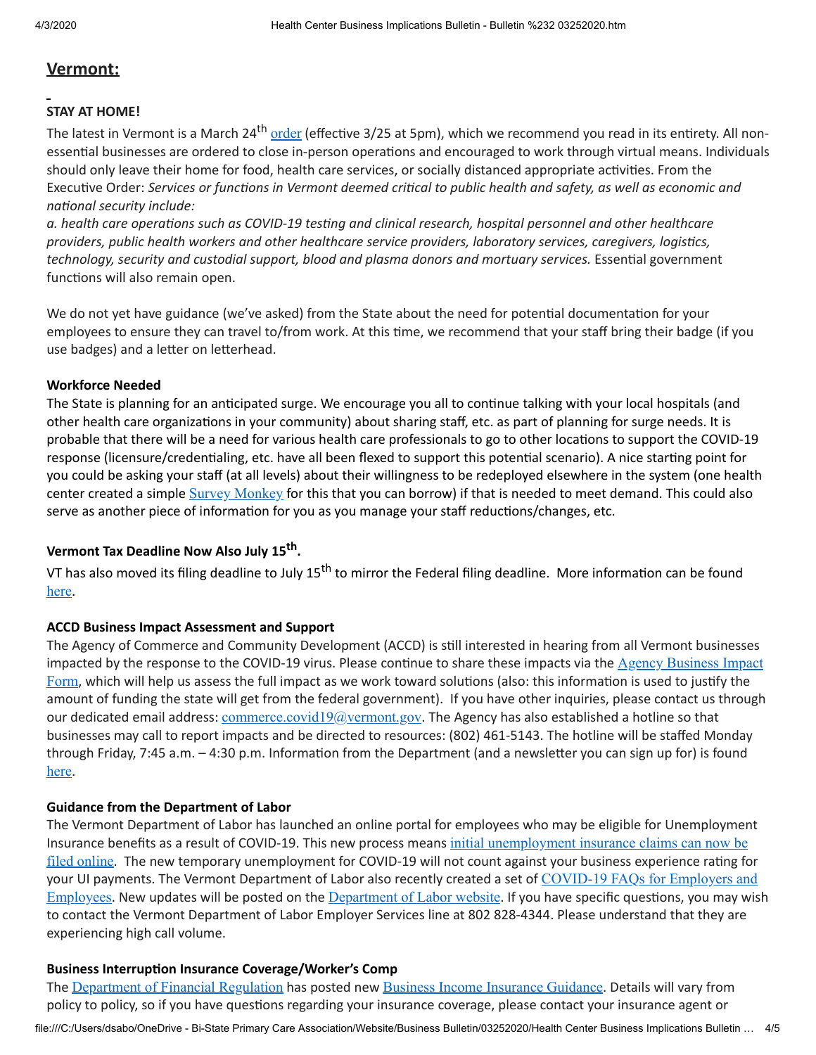## Vermont:

**STAY AT HOME!**

The latest in Vermont is a March 24th order (effective 3/25 at 5pm), which we recommend you read in its entirety. All non-essential businesses are ordered to close in-person operations and encouraged to work through virtual means. Individuals should only leave their home for food, health care services, or socially distanced appropriate activities. From the Executive Order: *Services or functions in Vermont deemed critical to public health and safety, as well as economic and national security include:*

*a. health care operations such as COVID-19 testing and clinical research, hospital personnel and other healthcare providers, public health workers and other healthcare service providers, laboratory services, caregivers, logistics, technology, security and custodial support, blood and plasma donors and mortuary services.* Essential government functions will also remain open.

We do not yet have guidance (we've asked) from the State about the need for potential documentation for your employees to ensure they can travel to/from work. At this time, we recommend that your staff bring their badge (if you use badges) and a letter on letterhead.

**Workforce Needed**

The State is planning for an anticipated surge. We encourage you all to continue talking with your local hospitals (and other health care organizations in your community) about sharing staff, etc. as part of planning for surge needs. It is probable that there will be a need for various health care professionals to go to other locations to support the COVID-19 response (licensure/credentialing, etc. have all been flexed to support this potential scenario). A nice starting point for you could be asking your staff (at all levels) about their willingness to be redeployed elsewhere in the system (one health center created a simple Survey Monkey for this that you can borrow) if that is needed to meet demand. This could also serve as another piece of information for you as you manage your staff reductions/changes, etc.

**Vermont Tax Deadline Now Also July 15th.**

VT has also moved its filing deadline to July 15th to mirror the Federal filing deadline. More information can be found here.

**ACCD Business Impact Assessment and Support**

The Agency of Commerce and Community Development (ACCD) is still interested in hearing from all Vermont businesses impacted by the response to the COVID-19 virus. Please continue to share these impacts via the Agency Business Impact Form, which will help us assess the full impact as we work toward solutions (also: this information is used to justify the amount of funding the state will get from the federal government). If you have other inquiries, please contact us through our dedicated email address: commerce.covid19@vermont.gov. The Agency has also established a hotline so that businesses may call to report impacts and be directed to resources: (802) 461-5143. The hotline will be staffed Monday through Friday, 7:45 a.m. – 4:30 p.m. Information from the Department (and a newsletter you can sign up for) is found here.

**Guidance from the Department of Labor**

The Vermont Department of Labor has launched an online portal for employees who may be eligible for Unemployment Insurance benefits as a result of COVID-19. This new process means initial unemployment insurance claims can now be filed online. The new temporary unemployment for COVID-19 will not count against your business experience rating for your UI payments. The Vermont Department of Labor also recently created a set of COVID-19 FAQs for Employers and Employees. New updates will be posted on the Department of Labor website. If you have specific questions, you may wish to contact the Vermont Department of Labor Employer Services line at 802 828-4344. Please understand that they are experiencing high call volume.

**Business Interruption Insurance Coverage/Worker's Comp**

The Department of Financial Regulation has posted new Business Income Insurance Guidance. Details will vary from policy to policy, so if you have questions regarding your insurance coverage, please contact your insurance agent or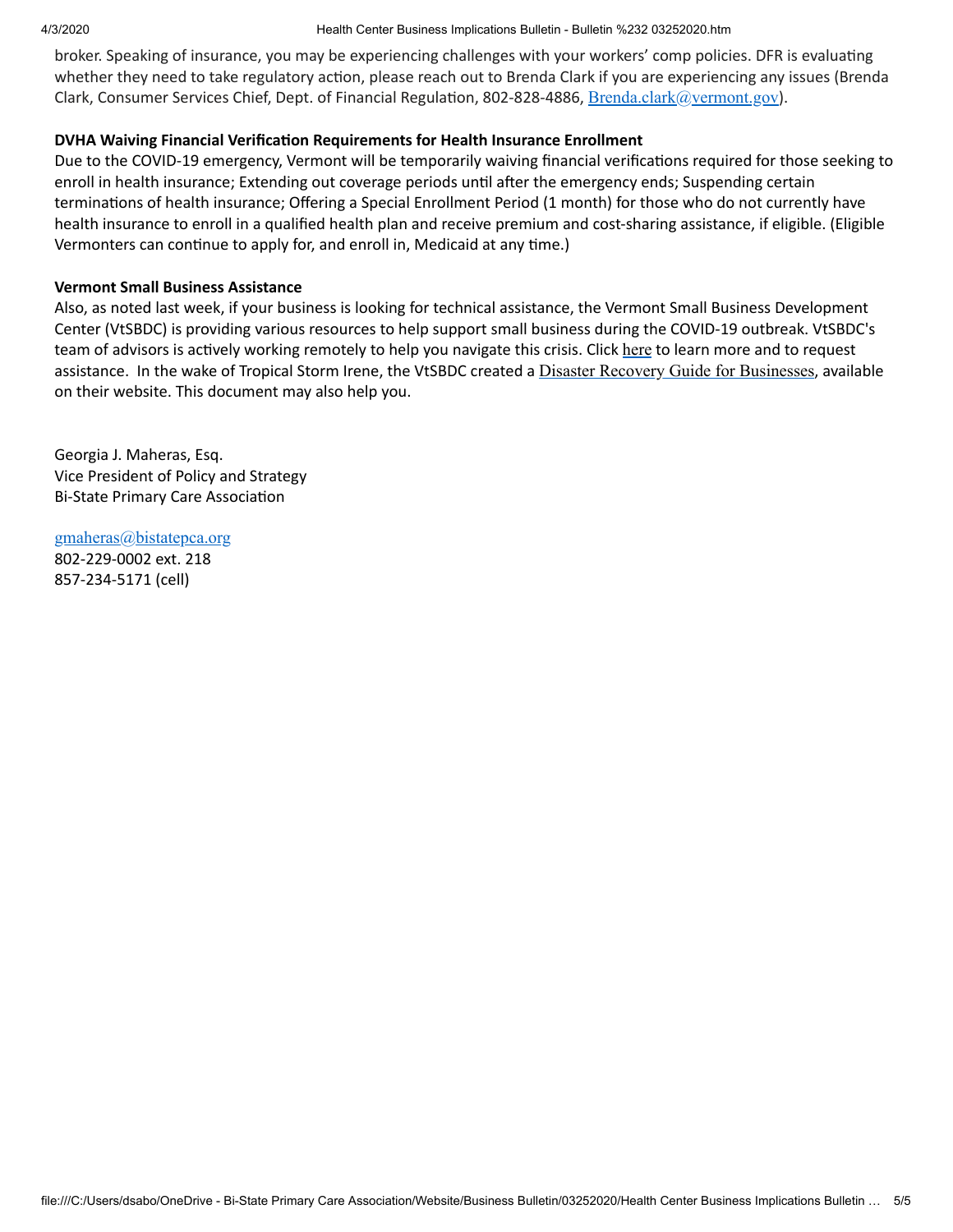broker. Speaking of insurance, you may be experiencing challenges with your workers' comp policies. DFR is evaluating whether they need to take regulatory action, please reach out to Brenda Clark if you are experiencing any issues (Brenda Clark, Consumer Services Chief, Dept. of Financial Regulation, 802-828-4886, Brenda.clark@vermont.gov).

**DVHA Waiving Financial Verification Requirements for Health Insurance Enrollment**

Due to the COVID-19 emergency, Vermont will be temporarily waiving financial verifications required for those seeking to enroll in health insurance; Extending out coverage periods until after the emergency ends; Suspending certain terminations of health insurance; Offering a Special Enrollment Period (1 month) for those who do not currently have health insurance to enroll in a qualified health plan and receive premium and cost-sharing assistance, if eligible. (Eligible Vermonters can continue to apply for, and enroll in, Medicaid at any time.)

**Vermont Small Business Assistance**

Also, as noted last week, if your business is looking for technical assistance, the Vermont Small Business Development Center (VtSBDC) is providing various resources to help support small business during the COVID-19 outbreak. VtSBDC's team of advisors is actively working remotely to help you navigate this crisis. Click here to learn more and to request assistance. In the wake of Tropical Storm Irene, the VtSBDC created a Disaster Recovery Guide for Businesses, available on their website. This document may also help you.

Georgia J. Maheras, Esq.
Vice President of Policy and Strategy
Bi-State Primary Care Association

gmaheras@bistatepca.org
802-229-0002 ext. 218
857-234-5171 (cell)